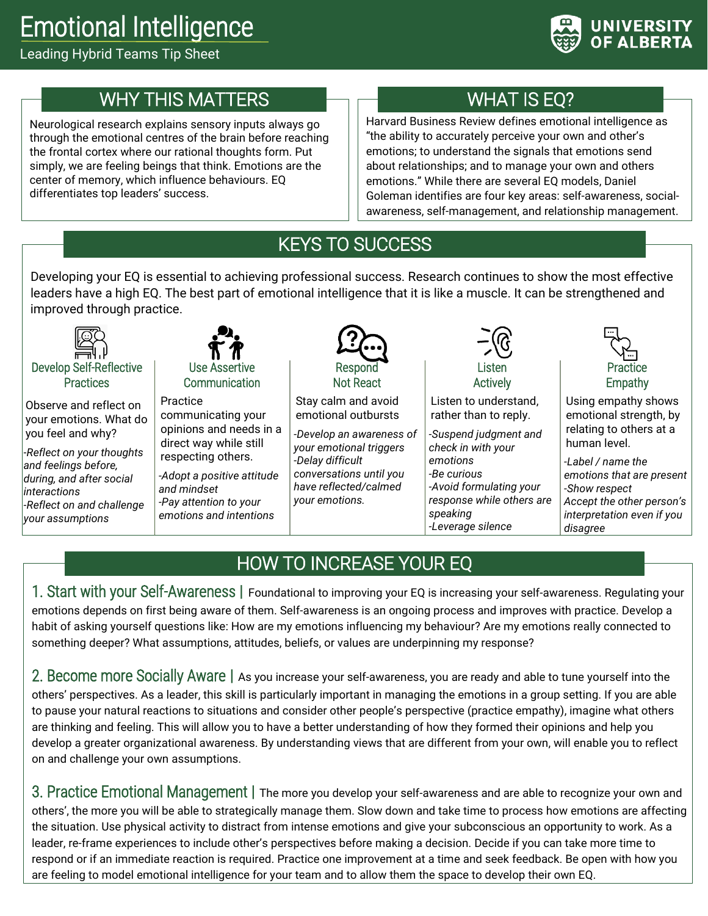# Emotional Intelligence

Leading Hybrid Teams Tip Sheet

## WHY THIS MATTERS

Neurological research explains sensory inputs always go through the emotional centres of the brain before reaching the frontal cortex where our rational thoughts form. Put simply, we are feeling beings that think. Emotions are the center of memory, which influence behaviours. EQ differentiates top leaders' success.

## WHAT IS EQ?

Harvard Business Review defines emotional intelligence as "the ability to accurately perceive your own and other's emotions; to understand the signals that emotions send about relationships; and to manage your own and others emotions." While there are several EQ models, Daniel Goleman identifies are four key areas: self-awareness, social-awareness, self-management, and relationship management.

## KEYS TO SUCCESS

Developing your EQ is essential to achieving professional success. Research continues to show the most effective leaders have a high EQ. The best part of emotional intelligence that it is like a muscle. It can be strengthened and improved through practice.

### Develop Self-Reflective Practices

Observe and reflect on your emotions. What do you feel and why?

*-Reflect on your thoughts and feelings before, during, and after social interactions*
*-Reflect on and challenge your assumptions*

### Use Assertive Communication

Practice communicating your opinions and needs in a direct way while still respecting others.

*-Adopt a positive attitude and mindset*
*-Pay attention to your emotions and intentions*

### Respond Not React

Stay calm and avoid emotional outbursts

*-Develop an awareness of your emotional triggers*
*-Delay difficult conversations until you have reflected/calmed your emotions.*

### Listen Actively

Listen to understand, rather than to reply.

*-Suspend judgment and check in with your emotions*
*-Be curious*
*-Avoid formulating your response while others are speaking*
*-Leverage silence*

### Practice Empathy

Using empathy shows emotional strength, by relating to others at a human level.

*-Label / name the emotions that are present*
*-Show respect Accept the other person's interpretation even if you disagree*

## HOW TO INCREASE YOUR EQ

**1. Start with your Self-Awareness |** Foundational to improving your EQ is increasing your self-awareness. Regulating your emotions depends on first being aware of them. Self-awareness is an ongoing process and improves with practice. Develop a habit of asking yourself questions like: How are my emotions influencing my behaviour? Are my emotions really connected to something deeper? What assumptions, attitudes, beliefs, or values are underpinning my response?

**2. Become more Socially Aware |** As you increase your self-awareness, you are ready and able to tune yourself into the others' perspectives. As a leader, this skill is particularly important in managing the emotions in a group setting. If you are able to pause your natural reactions to situations and consider other people's perspective (practice empathy), imagine what others are thinking and feeling. This will allow you to have a better understanding of how they formed their opinions and help you develop a greater organizational awareness. By understanding views that are different from your own, will enable you to reflect on and challenge your own assumptions.

**3. Practice Emotional Management |** The more you develop your self-awareness and are able to recognize your own and others', the more you will be able to strategically manage them. Slow down and take time to process how emotions are affecting the situation. Use physical activity to distract from intense emotions and give your subconscious an opportunity to work. As a leader, re-frame experiences to include other's perspectives before making a decision. Decide if you can take more time to respond or if an immediate reaction is required. Practice one improvement at a time and seek feedback. Be open with how you are feeling to model emotional intelligence for your team and to allow them the space to develop their own EQ.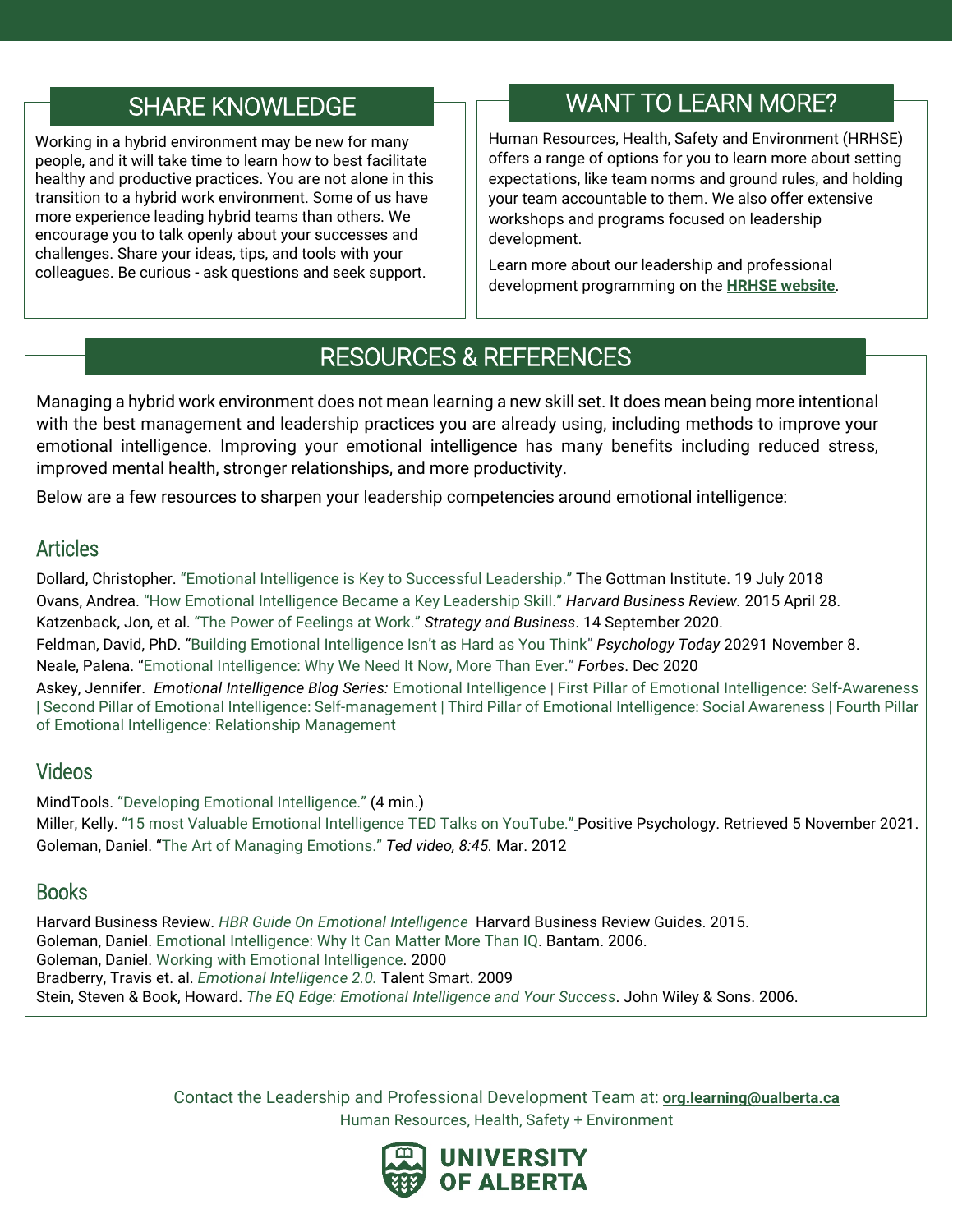## SHARE KNOWLEDGE

Working in a hybrid environment may be new for many people, and it will take time to learn how to best facilitate healthy and productive practices. You are not alone in this transition to a hybrid work environment. Some of us have more experience leading hybrid teams than others. We encourage you to talk openly about your successes and challenges. Share your ideas, tips, and tools with your colleagues. Be curious - ask questions and seek support.

## WANT TO LEARN MORE?

Human Resources, Health, Safety and Environment (HRHSE) offers a range of options for you to learn more about setting expectations, like team norms and ground rules, and holding your team accountable to them. We also offer extensive workshops and programs focused on leadership development.

Learn more about our leadership and professional development programming on the **HRHSE website**.

## RESOURCES & REFERENCES

Managing a hybrid work environment does not mean learning a new skill set. It does mean being more intentional with the best management and leadership practices you are already using, including methods to improve your emotional intelligence. Improving your emotional intelligence has many benefits including reduced stress, improved mental health, stronger relationships, and more productivity.

Below are a few resources to sharpen your leadership competencies around emotional intelligence:

### Articles

Dollard, Christopher. "Emotional Intelligence is Key to Successful Leadership." The Gottman Institute. 19 July 2018

Ovans, Andrea. "How Emotional Intelligence Became a Key Leadership Skill." *Harvard Business Review.* 2015 April 28.

Katzenback, Jon, et al. "The Power of Feelings at Work." *Strategy and Business*. 14 September 2020.

Feldman, David, PhD. "Building Emotional Intelligence Isn't as Hard as You Think" *Psychology Today* 20291 November 8.

Neale, Palena. "Emotional Intelligence: Why We Need It Now, More Than Ever." *Forbes*. Dec 2020

Askey, Jennifer. *Emotional Intelligence Blog Series:* Emotional Intelligence | First Pillar of Emotional Intelligence: Self-Awareness | Second Pillar of Emotional Intelligence: Self-management | Third Pillar of Emotional Intelligence: Social Awareness | Fourth Pillar of Emotional Intelligence: Relationship Management

### Videos

MindTools. "Developing Emotional Intelligence." (4 min.)

Miller, Kelly. "15 most Valuable Emotional Intelligence TED Talks on YouTube." Positive Psychology. Retrieved 5 November 2021.

Goleman, Daniel. "The Art of Managing Emotions." *Ted video, 8:45.* Mar. 2012

### Books

Harvard Business Review. *HBR Guide On Emotional Intelligence* Harvard Business Review Guides. 2015.

Goleman, Daniel. Emotional Intelligence: Why It Can Matter More Than IQ. Bantam. 2006.

Goleman, Daniel. Working with Emotional Intelligence. 2000

Bradberry, Travis et. al. *Emotional Intelligence 2.0.* Talent Smart. 2009

Stein, Steven & Book, Howard. *The EQ Edge: Emotional Intelligence and Your Success*. John Wiley & Sons. 2006.

Contact the Leadership and Professional Development Team at: **org.learning@ualberta.ca**

Human Resources, Health, Safety + Environment

UNIVERSITY OF ALBERTA